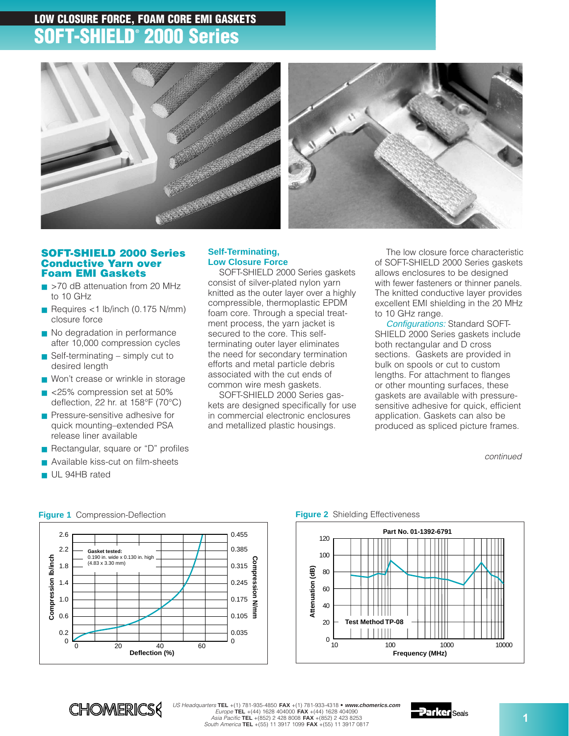# LOW CLOSURE FORCE, FOAM CORE EMI GASKETS

# SOFT-SHIELD® 2000 Series

## SOFT-SHIELD 2000 Series Conductive Yarn over Foam EMI Gaskets

- >70 dB attenuation from 20 MHz to 10 GHz
- Requires <1 lb/inch (0.175 N/mm) closure force
- No degradation in performance after 10,000 compression cycles
- Self-terminating – simply cut to desired length
- Won't crease or wrinkle in storage
- <25% compression set at 50% deflection, 22 hr. at 158°F (70°C)
- Pressure-sensitive adhesive for quick mounting–extended PSA release liner available
- Rectangular, square or "D" profiles
- Available kiss-cut on film-sheets
- UL 94HB rated

### Self-Terminating, Low Closure Force

SOFT-SHIELD 2000 Series gaskets consist of silver-plated nylon yarn knitted as the outer layer over a highly compressible, thermoplastic EPDM foam core. Through a special treatment process, the yarn jacket is secured to the core. This self-terminating outer layer eliminates the need for secondary termination efforts and metal particle debris associated with the cut ends of common wire mesh gaskets.

SOFT-SHIELD 2000 Series gaskets are designed specifically for use in commercial electronic enclosures and metallized plastic housings.

The low closure force characteristic of SOFT-SHIELD 2000 Series gaskets allows enclosures to be designed with fewer fasteners or thinner panels. The knitted conductive layer provides excellent EMI shielding in the 20 MHz to 10 GHz range.

*Configurations:* Standard SOFT-SHIELD 2000 Series gaskets include both rectangular and D cross sections. Gaskets are provided in bulk on spools or cut to custom lengths. For attachment to flanges or other mounting surfaces, these gaskets are available with pressure-sensitive adhesive for quick, efficient application. Gaskets can also be produced as spliced picture frames.

*continued*

**Figure 1** Compression-Deflection

**Figure 2** Shielding Effectiveness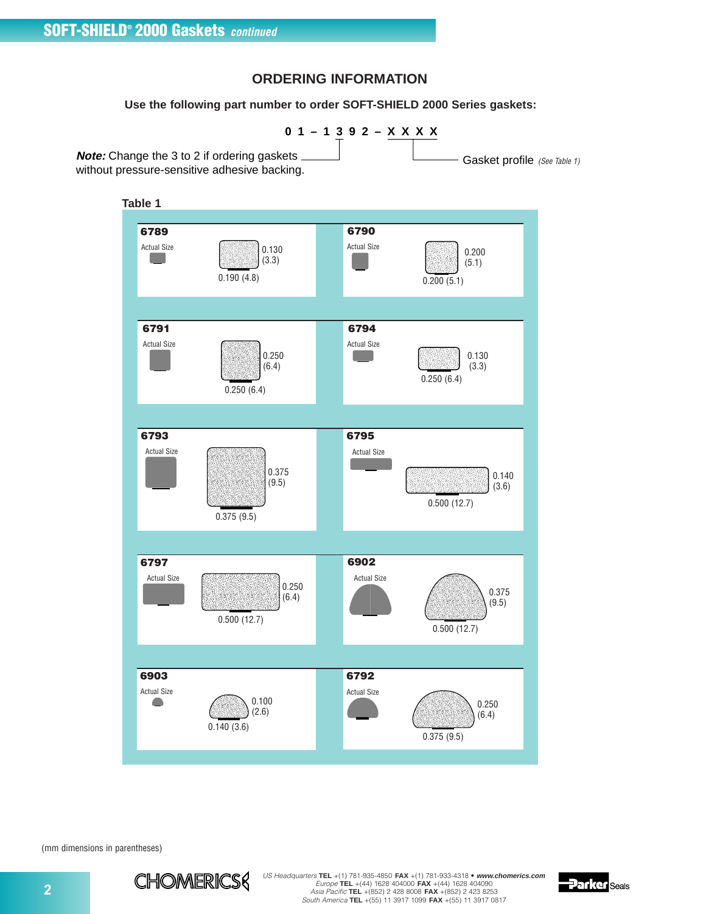## ORDERING INFORMATION

**Use the following part number to order SOFT-SHIELD 2000 Series gaskets:**

**0 1 – 1 3 9 2 – X X X X**

***Note:*** Change the 3 to 2 if ordering gaskets without pressure-sensitive adhesive backing.

Gasket profile *(See Table 1)*

**Table 1**

**6789**
Actual Size
0.130 (3.3)
0.190 (4.8)

**6790**
Actual Size
0.200 (5.1)
0.200 (5.1)

**6791**
Actual Size
0.250 (6.4)
0.250 (6.4)

**6794**
Actual Size
0.130 (3.3)
0.250 (6.4)

**6793**
Actual Size
0.375 (9.5)
0.375 (9.5)

**6795**
Actual Size
0.140 (3.6)
0.500 (12.7)

**6797**
Actual Size
0.250 (6.4)
0.500 (12.7)

**6902**
Actual Size
0.375 (9.5)
0.500 (12.7)

**6903**
Actual Size
0.100 (2.6)
0.140 (3.6)

**6792**
Actual Size
0.250 (6.4)
0.375 (9.5)

(mm dimensions in parentheses)

CHOMERICS

*US Headquarters* **TEL** +(1) 781-935-4850 **FAX** +(1) 781-933-4318 • ***www.chomerics.com***
*Europe* **TEL** +(44) 1628 404000 **FAX** +(44) 1628 404090
*Asia Pacific* **TEL** +(852) 2 428 8008 **FAX** +(852) 2 423 8253
*South America* **TEL** +(55) 11 3917 1099 **FAX** +(55) 11 3917 0817

Parker Seals